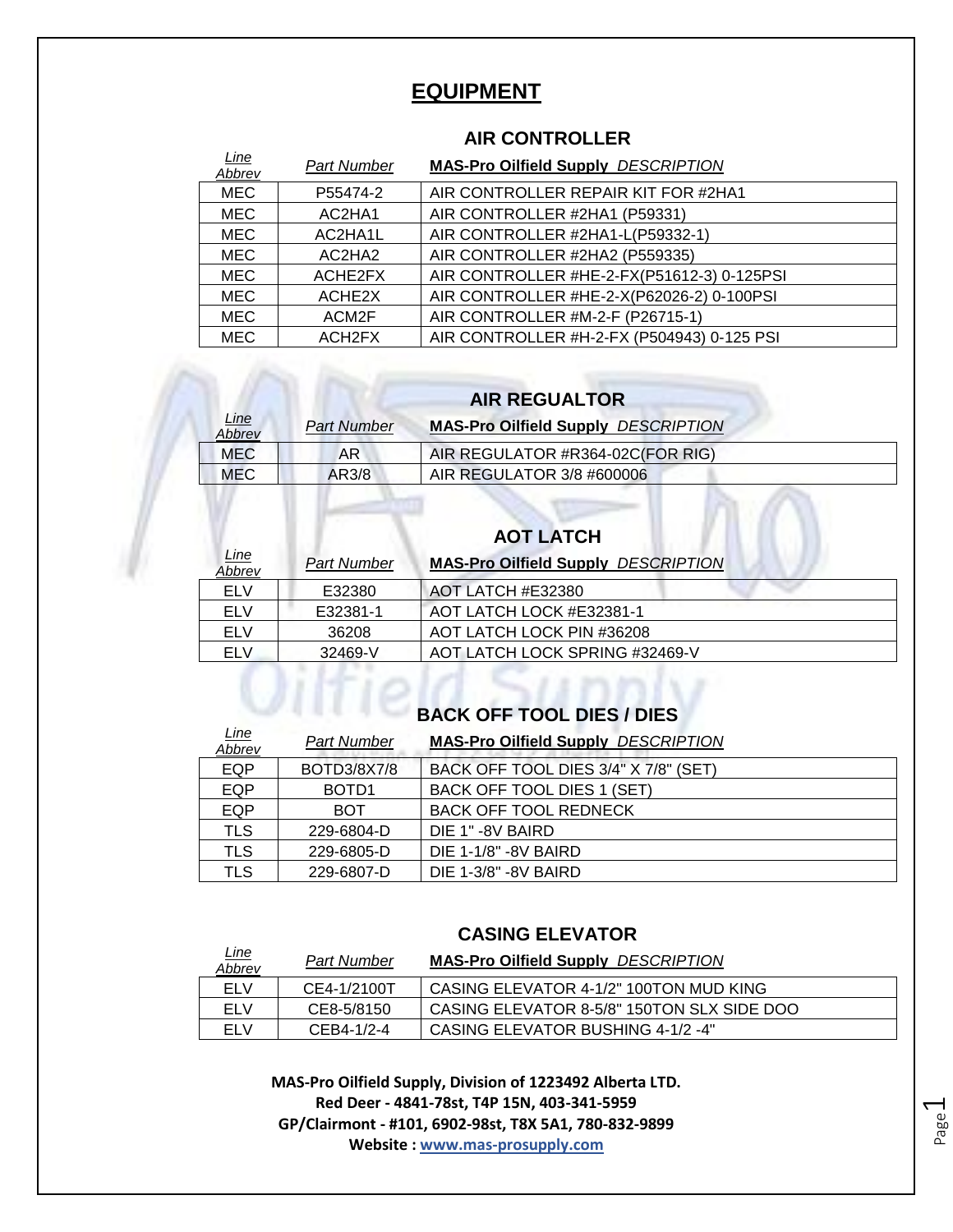# EQUIPMENT

## AIR CONTROLLER

| *Line Abbrev* | *Part Number* | **MAS-Pro Oilfield Supply** *DESCRIPTION* |
|---|---|---|
| MEC | P55474-2 | AIR CONTROLLER REPAIR KIT FOR #2HA1 |
| MEC | AC2HA1 | AIR CONTROLLER #2HA1 (P59331) |
| MEC | AC2HA1L | AIR CONTROLLER #2HA1-L(P59332-1) |
| MEC | AC2HA2 | AIR CONTROLLER #2HA2 (P559335) |
| MEC | ACHE2FX | AIR CONTROLLER #HE-2-FX(P51612-3) 0-125PSI |
| MEC | ACHE2X | AIR CONTROLLER #HE-2-X(P62026-2) 0-100PSI |
| MEC | ACM2F | AIR CONTROLLER #M-2-F (P26715-1) |
| MEC | ACH2FX | AIR CONTROLLER #H-2-FX (P504943) 0-125 PSI |

## AIR REGUALTOR

| *Line Abbrev* | *Part Number* | **MAS-Pro Oilfield Supply** *DESCRIPTION* |
|---|---|---|
| MEC | AR | AIR REGULATOR #R364-02C(FOR RIG) |
| MEC | AR3/8 | AIR REGULATOR 3/8 #600006 |

## AOT LATCH

| *Line Abbrev* | *Part Number* | **MAS-Pro Oilfield Supply** *DESCRIPTION* |
|---|---|---|
| ELV | E32380 | AOT LATCH #E32380 |
| ELV | E32381-1 | AOT LATCH LOCK #E32381-1 |
| ELV | 36208 | AOT LATCH LOCK PIN #36208 |
| ELV | 32469-V | AOT LATCH LOCK SPRING #32469-V |

## BACK OFF TOOL DIES / DIES

| *Line Abbrev* | *Part Number* | **MAS-Pro Oilfield Supply** *DESCRIPTION* |
|---|---|---|
| EQP | BOTD3/8X7/8 | BACK OFF TOOL DIES 3/4" X 7/8" (SET) |
| EQP | BOTD1 | BACK OFF TOOL DIES 1 (SET) |
| EQP | BOT | BACK OFF TOOL REDNECK |
| TLS | 229-6804-D | DIE 1" -8V BAIRD |
| TLS | 229-6805-D | DIE 1-1/8" -8V BAIRD |
| TLS | 229-6807-D | DIE 1-3/8" -8V BAIRD |

## CASING ELEVATOR

| *Line Abbrev* | *Part Number* | **MAS-Pro Oilfield Supply** *DESCRIPTION* |
|---|---|---|
| ELV | CE4-1/2100T | CASING ELEVATOR 4-1/2" 100TON MUD KING |
| ELV | CE8-5/8150 | CASING ELEVATOR 8-5/8" 150TON SLX SIDE DOO |
| ELV | CEB4-1/2-4 | CASING ELEVATOR BUSHING 4-1/2 -4" |

**MAS-Pro Oilfield Supply, Division of 1223492 Alberta LTD.**
**Red Deer - 4841-78st, T4P 15N, 403-341-5959**
**GP/Clairmont - #101, 6902-98st, T8X 5A1, 780-832-9899**
**Website : www.mas-prosupply.com**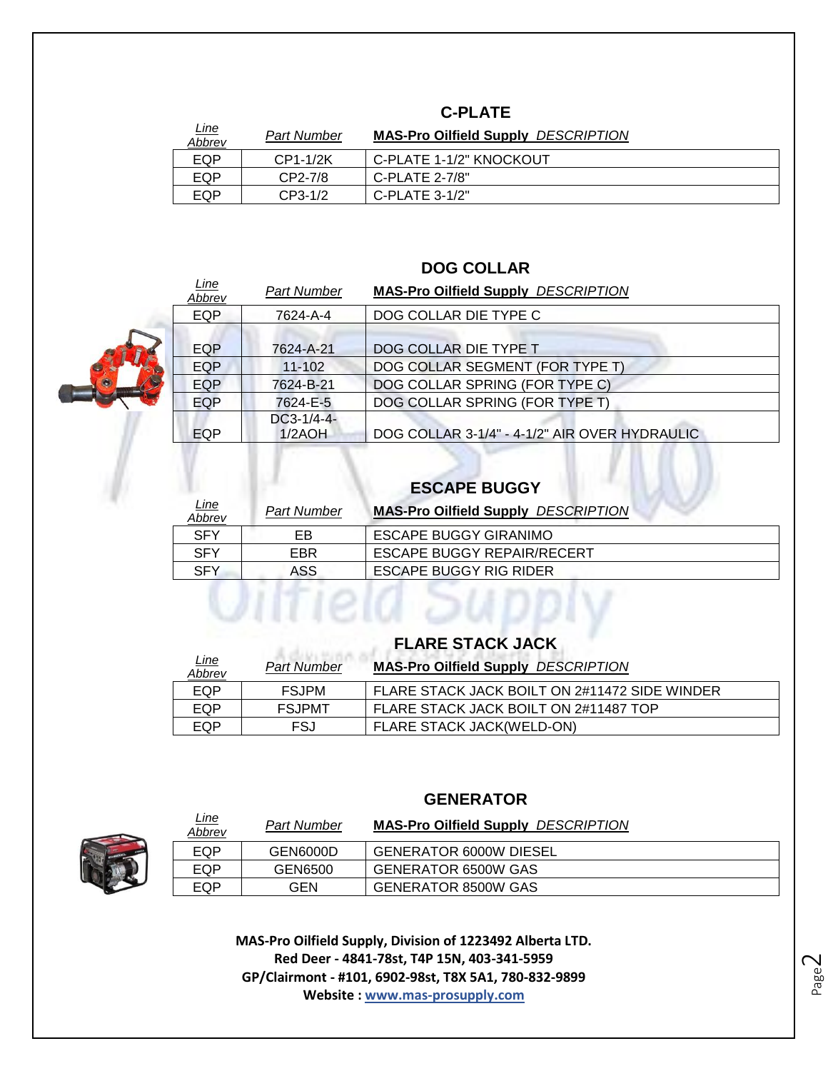## C-PLATE

| *Line Abbrev* | *Part Number* | **MAS-Pro Oilfield Supply** *DESCRIPTION* |
|---|---|---|
| EQP | CP1-1/2K | C-PLATE 1-1/2" KNOCKOUT |
| EQP | CP2-7/8 | C-PLATE 2-7/8" |
| EQP | CP3-1/2 | C-PLATE 3-1/2" |

## DOG COLLAR

| *Line Abbrev* | *Part Number* | **MAS-Pro Oilfield Supply** *DESCRIPTION* |
|---|---|---|
| EQP | 7624-A-4 | DOG COLLAR DIE TYPE C |
| EQP | 7624-A-21 | DOG COLLAR DIE TYPE T |
| EQP | 11-102 | DOG COLLAR SEGMENT (FOR TYPE T) |
| EQP | 7624-B-21 | DOG COLLAR SPRING (FOR TYPE C) |
| EQP | 7624-E-5 | DOG COLLAR SPRING (FOR TYPE T) |
| EQP | DC3-1/4-4-1/2AOH | DOG COLLAR 3-1/4" - 4-1/2" AIR OVER HYDRAULIC |

## ESCAPE BUGGY

| *Line Abbrev* | *Part Number* | **MAS-Pro Oilfield Supply** *DESCRIPTION* |
|---|---|---|
| SFY | EB | ESCAPE BUGGY GIRANIMO |
| SFY | EBR | ESCAPE BUGGY REPAIR/RECERT |
| SFY | ASS | ESCAPE BUGGY RIG RIDER |

## FLARE STACK JACK

| *Line Abbrev* | *Part Number* | **MAS-Pro Oilfield Supply** *DESCRIPTION* |
|---|---|---|
| EQP | FSJPM | FLARE STACK JACK BOILT ON 2#11472 SIDE WINDER |
| EQP | FSJPMT | FLARE STACK JACK BOILT ON 2#11487 TOP |
| EQP | FSJ | FLARE STACK JACK(WELD-ON) |

## GENERATOR

| *Line Abbrev* | *Part Number* | **MAS-Pro Oilfield Supply** *DESCRIPTION* |
|---|---|---|
| EQP | GEN6000D | GENERATOR 6000W DIESEL |
| EQP | GEN6500 | GENERATOR 6500W GAS |
| EQP | GEN | GENERATOR 8500W GAS |

**MAS-Pro Oilfield Supply, Division of 1223492 Alberta LTD.**
**Red Deer - 4841-78st, T4P 15N, 403-341-5959**
**GP/Clairmont - #101, 6902-98st, T8X 5A1, 780-832-9899**
**Website : [www.mas-prosupply.com](www.mas-prosupply.com)**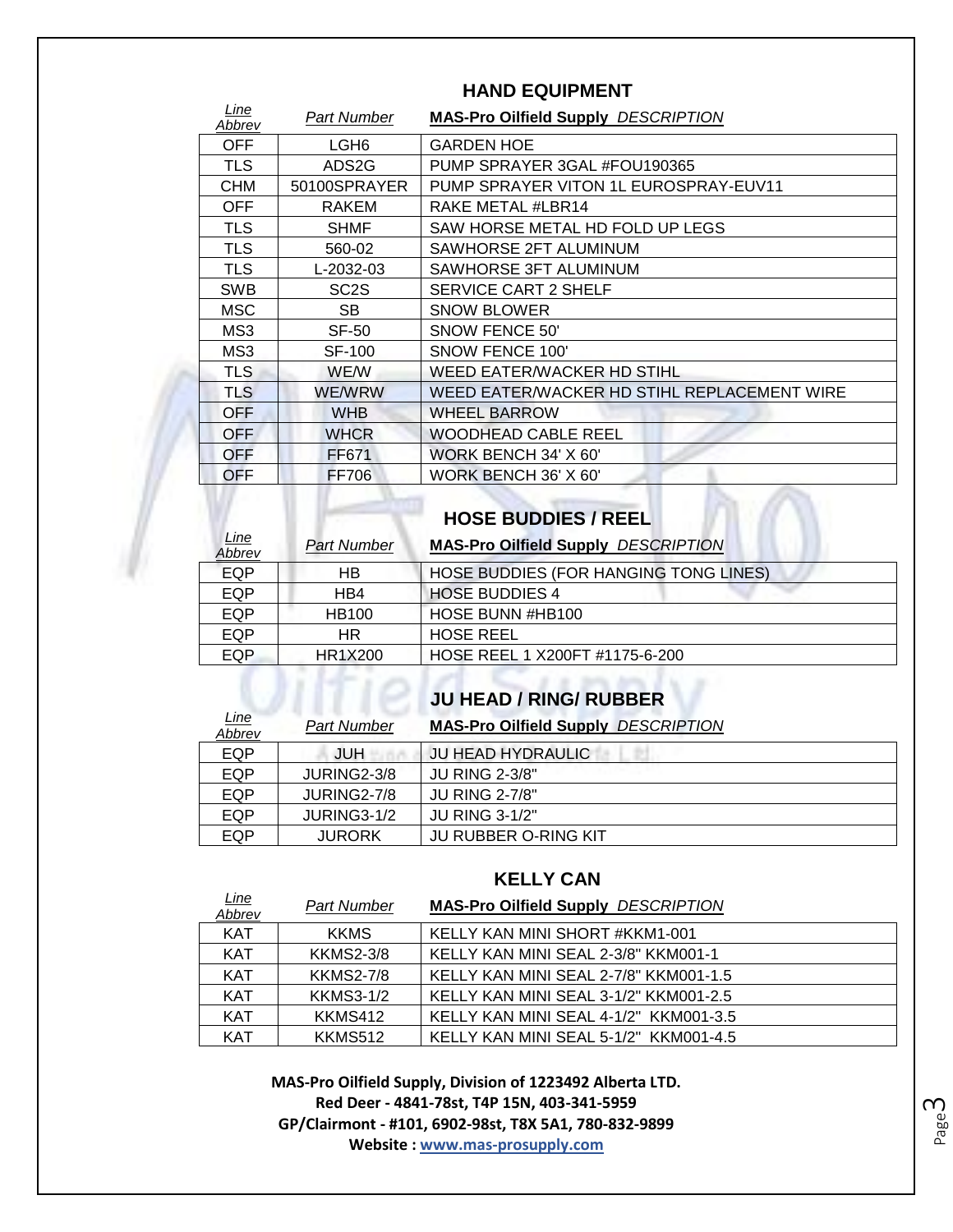## HAND EQUIPMENT

| Line Abbrev | Part Number | MAS-Pro Oilfield Supply DESCRIPTION |
|---|---|---|
| OFF | LGH6 | GARDEN HOE |
| TLS | ADS2G | PUMP SPRAYER 3GAL #FOU190365 |
| CHM | 50100SPRAYER | PUMP SPRAYER VITON 1L EUROSPRAY-EUV11 |
| OFF | RAKEM | RAKE METAL #LBR14 |
| TLS | SHMF | SAW HORSE METAL HD FOLD UP LEGS |
| TLS | 560-02 | SAWHORSE 2FT ALUMINUM |
| TLS | L-2032-03 | SAWHORSE 3FT ALUMINUM |
| SWB | SC2S | SERVICE CART 2 SHELF |
| MSC | SB | SNOW BLOWER |
| MS3 | SF-50 | SNOW FENCE 50' |
| MS3 | SF-100 | SNOW FENCE 100' |
| TLS | WE/W | WEED EATER/WACKER HD STIHL |
| TLS | WE/WRW | WEED EATER/WACKER HD STIHL REPLACEMENT WIRE |
| OFF | WHB | WHEEL BARROW |
| OFF | WHCR | WOODHEAD CABLE REEL |
| OFF | FF671 | WORK BENCH 34' X 60' |
| OFF | FF706 | WORK BENCH 36' X 60' |

## HOSE BUDDIES / REEL

| Line Abbrev | Part Number | MAS-Pro Oilfield Supply DESCRIPTION |
|---|---|---|
| EQP | HB | HOSE BUDDIES (FOR HANGING TONG LINES) |
| EQP | HB4 | HOSE BUDDIES 4 |
| EQP | HB100 | HOSE BUNN #HB100 |
| EQP | HR | HOSE REEL |
| EQP | HR1X200 | HOSE REEL 1 X200FT #1175-6-200 |

## JU HEAD / RING/ RUBBER

| Line Abbrev | Part Number | MAS-Pro Oilfield Supply DESCRIPTION |
|---|---|---|
| EQP | JUH | JU HEAD HYDRAULIC |
| EQP | JURING2-3/8 | JU RING 2-3/8" |
| EQP | JURING2-7/8 | JU RING 2-7/8" |
| EQP | JURING3-1/2 | JU RING 3-1/2" |
| EQP | JURORK | JU RUBBER O-RING KIT |

## KELLY CAN

| Line Abbrev | Part Number | MAS-Pro Oilfield Supply DESCRIPTION |
|---|---|---|
| KAT | KKMS | KELLY KAN MINI SHORT #KKM1-001 |
| KAT | KKMS2-3/8 | KELLY KAN MINI SEAL 2-3/8" KKM001-1 |
| KAT | KKMS2-7/8 | KELLY KAN MINI SEAL 2-7/8" KKM001-1.5 |
| KAT | KKMS3-1/2 | KELLY KAN MINI SEAL 3-1/2" KKM001-2.5 |
| KAT | KKMS412 | KELLY KAN MINI SEAL 4-1/2" KKM001-3.5 |
| KAT | KKMS512 | KELLY KAN MINI SEAL 5-1/2" KKM001-4.5 |

**MAS-Pro Oilfield Supply, Division of 1223492 Alberta LTD.**
**Red Deer - 4841-78st, T4P 15N, 403-341-5959**
**GP/Clairmont - #101, 6902-98st, T8X 5A1, 780-832-9899**
**Website : www.mas-prosupply.com**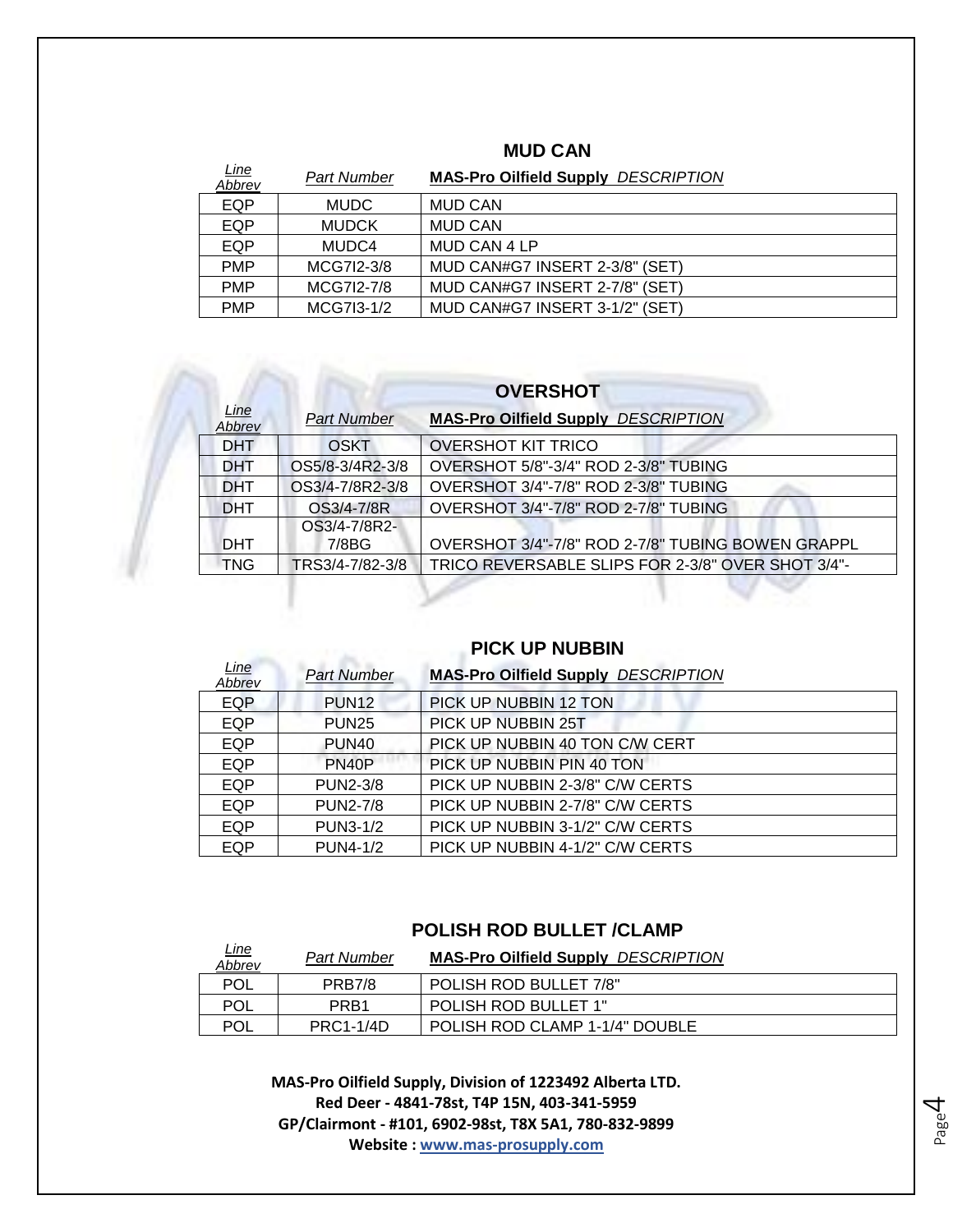## MUD CAN

| Line Abbrev | Part Number | MAS-Pro Oilfield Supply DESCRIPTION |
|---|---|---|
| EQP | MUDC | MUD CAN |
| EQP | MUDCK | MUD CAN |
| EQP | MUDC4 | MUD CAN 4 LP |
| PMP | MCG7I2-3/8 | MUD CAN#G7 INSERT 2-3/8" (SET) |
| PMP | MCG7I2-7/8 | MUD CAN#G7 INSERT 2-7/8" (SET) |
| PMP | MCG7I3-1/2 | MUD CAN#G7 INSERT 3-1/2" (SET) |

## OVERSHOT

| Line Abbrev | Part Number | MAS-Pro Oilfield Supply DESCRIPTION |
|---|---|---|
| DHT | OSKT | OVERSHOT KIT TRICO |
| DHT | OS5/8-3/4R2-3/8 | OVERSHOT 5/8"-3/4" ROD 2-3/8" TUBING |
| DHT | OS3/4-7/8R2-3/8 | OVERSHOT 3/4"-7/8" ROD 2-3/8" TUBING |
| DHT | OS3/4-7/8R | OVERSHOT 3/4"-7/8" ROD 2-7/8" TUBING |
| DHT | OS3/4-7/8R2-7/8BG | OVERSHOT 3/4"-7/8" ROD 2-7/8" TUBING BOWEN GRAPPL |
| TNG | TRS3/4-7/82-3/8 | TRICO REVERSABLE SLIPS FOR 2-3/8" OVER SHOT 3/4"- |

## PICK UP NUBBIN

| Line Abbrev | Part Number | MAS-Pro Oilfield Supply DESCRIPTION |
|---|---|---|
| EQP | PUN12 | PICK UP NUBBIN 12 TON |
| EQP | PUN25 | PICK UP NUBBIN 25T |
| EQP | PUN40 | PICK UP NUBBIN 40 TON C/W CERT |
| EQP | PN40P | PICK UP NUBBIN PIN 40 TON |
| EQP | PUN2-3/8 | PICK UP NUBBIN 2-3/8" C/W CERTS |
| EQP | PUN2-7/8 | PICK UP NUBBIN 2-7/8" C/W CERTS |
| EQP | PUN3-1/2 | PICK UP NUBBIN 3-1/2" C/W CERTS |
| EQP | PUN4-1/2 | PICK UP NUBBIN 4-1/2" C/W CERTS |

## POLISH ROD BULLET /CLAMP

| Line Abbrev | Part Number | MAS-Pro Oilfield Supply DESCRIPTION |
|---|---|---|
| POL | PRB7/8 | POLISH ROD BULLET 7/8" |
| POL | PRB1 | POLISH ROD BULLET 1" |
| POL | PRC1-1/4D | POLISH ROD CLAMP 1-1/4" DOUBLE |

**MAS-Pro Oilfield Supply, Division of 1223492 Alberta LTD.**
**Red Deer - 4841-78st, T4P 15N, 403-341-5959**
**GP/Clairmont - #101, 6902-98st, T8X 5A1, 780-832-9899**
**Website : www.mas-prosupply.com**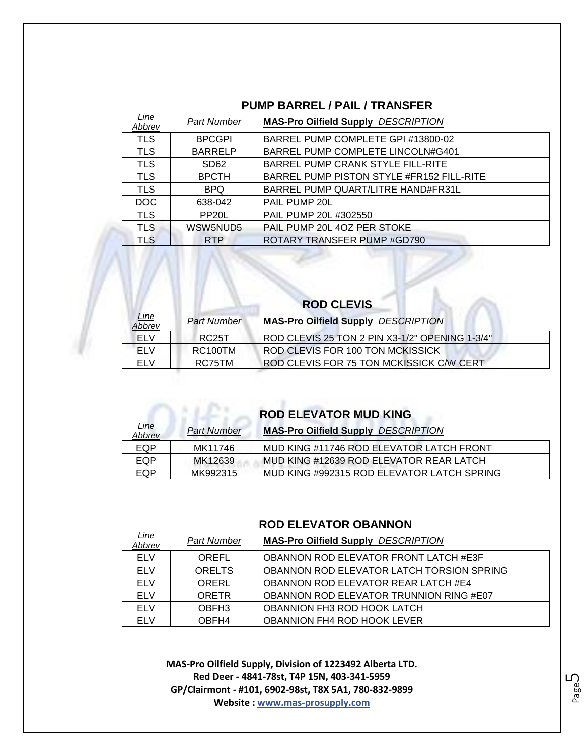## PUMP BARREL / PAIL / TRANSFER

| *Line Abbrev* | *Part Number* | **MAS-Pro Oilfield Supply** *DESCRIPTION* |
|---|---|---|
| TLS | BPCGPI | BARREL PUMP COMPLETE GPI #13800-02 |
| TLS | BARRELP | BARREL PUMP COMPLETE LINCOLN#G401 |
| TLS | SD62 | BARREL PUMP CRANK STYLE FILL-RITE |
| TLS | BPCTH | BARREL PUMP PISTON STYLE #FR152 FILL-RITE |
| TLS | BPQ | BARREL PUMP QUART/LITRE HAND#FR31L |
| DOC | 638-042 | PAIL PUMP 20L |
| TLS | PP20L | PAIL PUMP 20L #302550 |
| TLS | WSW5NUD5 | PAIL PUMP 20L 4OZ PER STOKE |
| TLS | RTP | ROTARY TRANSFER PUMP #GD790 |

## ROD CLEVIS

| *Line Abbrev* | *Part Number* | **MAS-Pro Oilfield Supply** *DESCRIPTION* |
|---|---|---|
| ELV | RC25T | ROD CLEVIS 25 TON 2 PIN X3-1/2" OPENING 1-3/4" |
| ELV | RC100TM | ROD CLEVIS FOR 100 TON MCKISSICK |
| ELV | RC75TM | ROD CLEVIS FOR 75 TON MCKISSICK C/W CERT |

## ROD ELEVATOR MUD KING

| *Line Abbrev* | *Part Number* | **MAS-Pro Oilfield Supply** *DESCRIPTION* |
|---|---|---|
| EQP | MK11746 | MUD KING #11746 ROD ELEVATOR LATCH FRONT |
| EQP | MK12639 | MUD KING #12639 ROD ELEVATOR REAR LATCH |
| EQP | MK992315 | MUD KING #992315 ROD ELEVATOR LATCH SPRING |

## ROD ELEVATOR OBANNON

| *Line Abbrev* | *Part Number* | **MAS-Pro Oilfield Supply** *DESCRIPTION* |
|---|---|---|
| ELV | OREFL | OBANNON ROD ELEVATOR FRONT LATCH #E3F |
| ELV | ORELTS | OBANNON ROD ELEVATOR LATCH TORSION SPRING |
| ELV | ORERL | OBANNON ROD ELEVATOR REAR LATCH #E4 |
| ELV | ORETR | OBANNON ROD ELEVATOR TRUNNION RING #E07 |
| ELV | OBFH3 | OBANNION FH3 ROD HOOK LATCH |
| ELV | OBFH4 | OBANNION FH4 ROD HOOK LEVER |

**MAS-Pro Oilfield Supply, Division of 1223492 Alberta LTD.**
**Red Deer - 4841-78st, T4P 15N, 403-341-5959**
**GP/Clairmont - #101, 6902-98st, T8X 5A1, 780-832-9899**
**Website : www.mas-prosupply.com**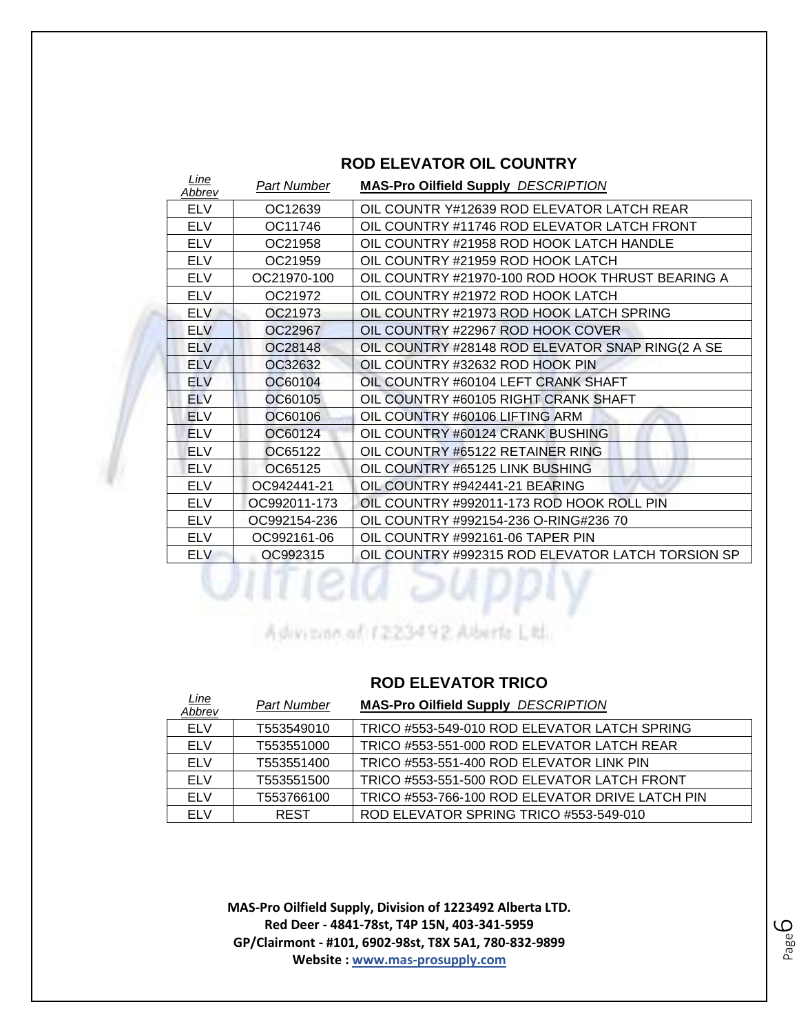## ROD ELEVATOR OIL COUNTRY

| *Line Abbrev* | *Part Number* | **MAS-Pro Oilfield Supply** *DESCRIPTION* |
|---|---|---|
| ELV | OC12639 | OIL COUNTR Y#12639 ROD ELEVATOR LATCH REAR |
| ELV | OC11746 | OIL COUNTRY #11746 ROD ELEVATOR LATCH FRONT |
| ELV | OC21958 | OIL COUNTRY #21958 ROD HOOK LATCH HANDLE |
| ELV | OC21959 | OIL COUNTRY #21959 ROD HOOK LATCH |
| ELV | OC21970-100 | OIL COUNTRY #21970-100 ROD HOOK THRUST BEARING A |
| ELV | OC21972 | OIL COUNTRY #21972 ROD HOOK LATCH |
| ELV | OC21973 | OIL COUNTRY #21973 ROD HOOK LATCH SPRING |
| ELV | OC22967 | OIL COUNTRY #22967 ROD HOOK COVER |
| ELV | OC28148 | OIL COUNTRY #28148 ROD ELEVATOR SNAP RING(2 A SE |
| ELV | OC32632 | OIL COUNTRY #32632 ROD HOOK PIN |
| ELV | OC60104 | OIL COUNTRY #60104 LEFT CRANK SHAFT |
| ELV | OC60105 | OIL COUNTRY #60105 RIGHT CRANK SHAFT |
| ELV | OC60106 | OIL COUNTRY #60106 LIFTING ARM |
| ELV | OC60124 | OIL COUNTRY #60124 CRANK BUSHING |
| ELV | OC65122 | OIL COUNTRY #65122 RETAINER RING |
| ELV | OC65125 | OIL COUNTRY #65125 LINK BUSHING |
| ELV | OC942441-21 | OIL COUNTRY #942441-21 BEARING |
| ELV | OC992011-173 | OIL COUNTRY #992011-173 ROD HOOK ROLL PIN |
| ELV | OC992154-236 | OIL COUNTRY #992154-236 O-RING#236 70 |
| ELV | OC992161-06 | OIL COUNTRY #992161-06 TAPER PIN |
| ELV | OC992315 | OIL COUNTRY #992315 ROD ELEVATOR LATCH TORSION SP |

## ROD ELEVATOR TRICO

| *Line Abbrev* | *Part Number* | **MAS-Pro Oilfield Supply** *DESCRIPTION* |
|---|---|---|
| ELV | T553549010 | TRICO #553-549-010 ROD ELEVATOR LATCH SPRING |
| ELV | T553551000 | TRICO #553-551-000 ROD ELEVATOR LATCH REAR |
| ELV | T553551400 | TRICO #553-551-400 ROD ELEVATOR LINK PIN |
| ELV | T553551500 | TRICO #553-551-500 ROD ELEVATOR LATCH FRONT |
| ELV | T553766100 | TRICO #553-766-100 ROD ELEVATOR DRIVE LATCH PIN |
| ELV | REST | ROD ELEVATOR SPRING TRICO #553-549-010 |

**MAS-Pro Oilfield Supply, Division of 1223492 Alberta LTD.**
**Red Deer - 4841-78st, T4P 15N, 403-341-5959**
**GP/Clairmont - #101, 6902-98st, T8X 5A1, 780-832-9899**
**Website : www.mas-prosupply.com**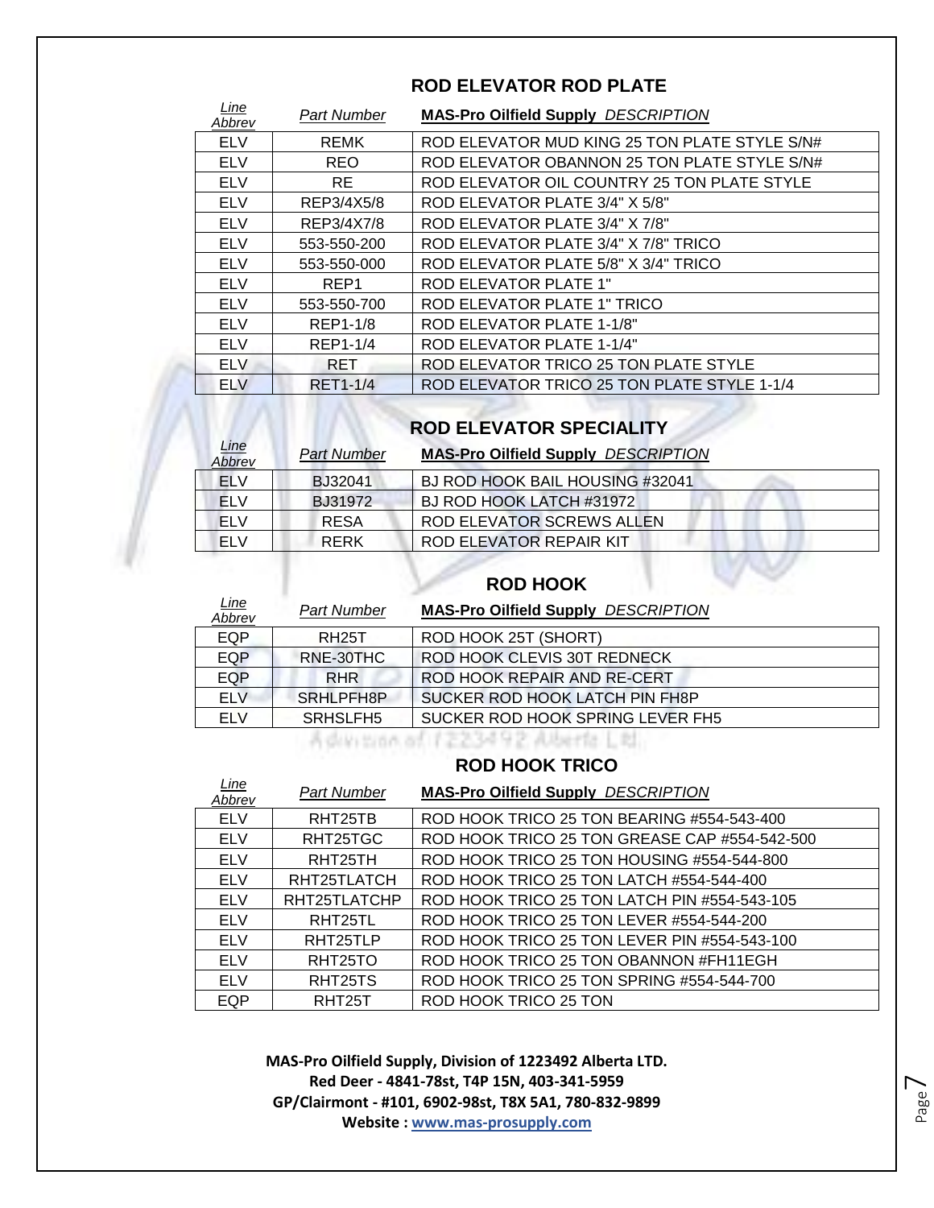## ROD ELEVATOR ROD PLATE

| *Line Abbrev* | *Part Number* | **MAS-Pro Oilfield Supply** *DESCRIPTION* |
|---|---|---|
| ELV | REMK | ROD ELEVATOR MUD KING 25 TON PLATE STYLE S/N# |
| ELV | REO | ROD ELEVATOR OBANNON 25 TON PLATE STYLE S/N# |
| ELV | RE | ROD ELEVATOR OIL COUNTRY 25 TON PLATE STYLE |
| ELV | REP3/4X5/8 | ROD ELEVATOR PLATE 3/4" X 5/8" |
| ELV | REP3/4X7/8 | ROD ELEVATOR PLATE 3/4" X 7/8" |
| ELV | 553-550-200 | ROD ELEVATOR PLATE 3/4" X 7/8" TRICO |
| ELV | 553-550-000 | ROD ELEVATOR PLATE 5/8" X 3/4" TRICO |
| ELV | REP1 | ROD ELEVATOR PLATE 1" |
| ELV | 553-550-700 | ROD ELEVATOR PLATE 1" TRICO |
| ELV | REP1-1/8 | ROD ELEVATOR PLATE 1-1/8" |
| ELV | REP1-1/4 | ROD ELEVATOR PLATE 1-1/4" |
| ELV | RET | ROD ELEVATOR TRICO 25 TON PLATE STYLE |
| ELV | RET1-1/4 | ROD ELEVATOR TRICO 25 TON PLATE STYLE 1-1/4 |

## ROD ELEVATOR SPECIALITY

| *Line Abbrev* | *Part Number* | **MAS-Pro Oilfield Supply** *DESCRIPTION* |
|---|---|---|
| ELV | BJ32041 | BJ ROD HOOK BAIL HOUSING #32041 |
| ELV | BJ31972 | BJ ROD HOOK LATCH #31972 |
| ELV | RESA | ROD ELEVATOR SCREWS ALLEN |
| ELV | RERK | ROD ELEVATOR REPAIR KIT |

## ROD HOOK

| *Line Abbrev* | *Part Number* | **MAS-Pro Oilfield Supply** *DESCRIPTION* |
|---|---|---|
| EQP | RH25T | ROD HOOK 25T (SHORT) |
| EQP | RNE-30THC | ROD HOOK CLEVIS 30T REDNECK |
| EQP | RHR | ROD HOOK REPAIR AND RE-CERT |
| ELV | SRHLPFH8P | SUCKER ROD HOOK LATCH PIN FH8P |
| ELV | SRHSLFH5 | SUCKER ROD HOOK SPRING LEVER FH5 |

## ROD HOOK TRICO

| *Line Abbrev* | *Part Number* | **MAS-Pro Oilfield Supply** *DESCRIPTION* |
|---|---|---|
| ELV | RHT25TB | ROD HOOK TRICO 25 TON BEARING #554-543-400 |
| ELV | RHT25TGC | ROD HOOK TRICO 25 TON GREASE CAP #554-542-500 |
| ELV | RHT25TH | ROD HOOK TRICO 25 TON HOUSING #554-544-800 |
| ELV | RHT25TLATCH | ROD HOOK TRICO 25 TON LATCH #554-544-400 |
| ELV | RHT25TLATCHP | ROD HOOK TRICO 25 TON LATCH PIN #554-543-105 |
| ELV | RHT25TL | ROD HOOK TRICO 25 TON LEVER #554-544-200 |
| ELV | RHT25TLP | ROD HOOK TRICO 25 TON LEVER PIN #554-543-100 |
| ELV | RHT25TO | ROD HOOK TRICO 25 TON OBANNON #FH11EGH |
| ELV | RHT25TS | ROD HOOK TRICO 25 TON SPRING #554-544-700 |
| EQP | RHT25T | ROD HOOK TRICO 25 TON |

**MAS-Pro Oilfield Supply, Division of 1223492 Alberta LTD.**
**Red Deer - 4841-78st, T4P 15N, 403-341-5959**
**GP/Clairmont - #101, 6902-98st, T8X 5A1, 780-832-9899**
**Website : www.mas-prosupply.com**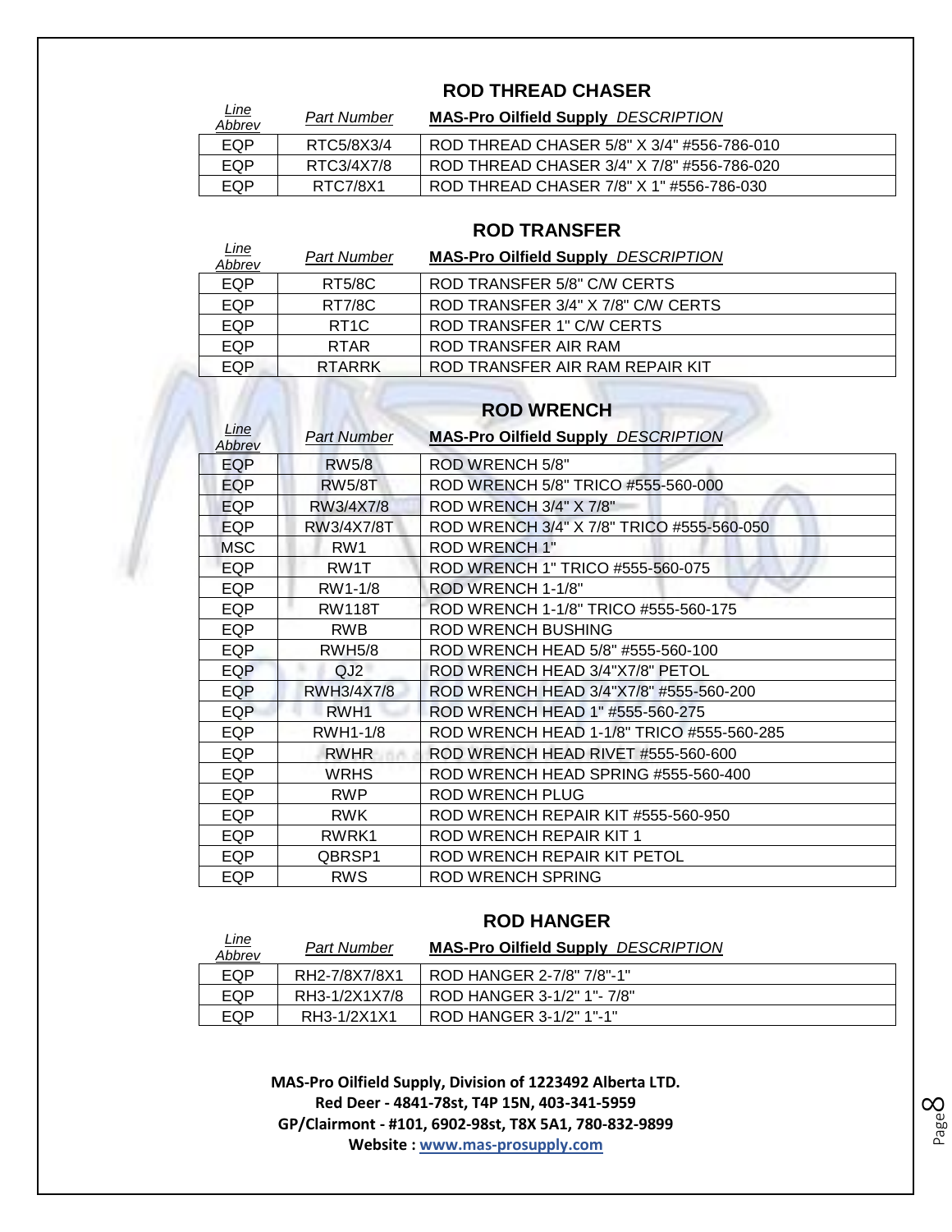## ROD THREAD CHASER

| *Line Abbrev* | *Part Number* | **MAS-Pro Oilfield Supply** *DESCRIPTION* |
|---|---|---|
| EQP | RTC5/8X3/4 | ROD THREAD CHASER 5/8" X 3/4" #556-786-010 |
| EQP | RTC3/4X7/8 | ROD THREAD CHASER 3/4" X 7/8" #556-786-020 |
| EQP | RTC7/8X1 | ROD THREAD CHASER 7/8" X 1" #556-786-030 |

## ROD TRANSFER

| *Line Abbrev* | *Part Number* | **MAS-Pro Oilfield Supply** *DESCRIPTION* |
|---|---|---|
| EQP | RT5/8C | ROD TRANSFER 5/8" C/W CERTS |
| EQP | RT7/8C | ROD TRANSFER 3/4" X 7/8" C/W CERTS |
| EQP | RT1C | ROD TRANSFER 1" C/W CERTS |
| EQP | RTAR | ROD TRANSFER AIR RAM |
| EQP | RTARRK | ROD TRANSFER AIR RAM REPAIR KIT |

## ROD WRENCH

| *Line Abbrev* | *Part Number* | **MAS-Pro Oilfield Supply** *DESCRIPTION* |
|---|---|---|
| EQP | RW5/8 | ROD WRENCH 5/8" |
| EQP | RW5/8T | ROD WRENCH 5/8" TRICO #555-560-000 |
| EQP | RW3/4X7/8 | ROD WRENCH 3/4" X 7/8" |
| EQP | RW3/4X7/8T | ROD WRENCH 3/4" X 7/8" TRICO #555-560-050 |
| MSC | RW1 | ROD WRENCH 1" |
| EQP | RW1T | ROD WRENCH 1" TRICO #555-560-075 |
| EQP | RW1-1/8 | ROD WRENCH 1-1/8" |
| EQP | RW118T | ROD WRENCH 1-1/8" TRICO #555-560-175 |
| EQP | RWB | ROD WRENCH BUSHING |
| EQP | RWH5/8 | ROD WRENCH HEAD 5/8" #555-560-100 |
| EQP | QJ2 | ROD WRENCH HEAD 3/4"X7/8" PETOL |
| EQP | RWH3/4X7/8 | ROD WRENCH HEAD 3/4"X7/8" #555-560-200 |
| EQP | RWH1 | ROD WRENCH HEAD 1" #555-560-275 |
| EQP | RWH1-1/8 | ROD WRENCH HEAD 1-1/8" TRICO #555-560-285 |
| EQP | RWHR | ROD WRENCH HEAD RIVET #555-560-600 |
| EQP | WRHS | ROD WRENCH HEAD SPRING #555-560-400 |
| EQP | RWP | ROD WRENCH PLUG |
| EQP | RWK | ROD WRENCH REPAIR KIT #555-560-950 |
| EQP | RWRK1 | ROD WRENCH REPAIR KIT 1 |
| EQP | QBRSP1 | ROD WRENCH REPAIR KIT PETOL |
| EQP | RWS | ROD WRENCH SPRING |

## ROD HANGER

| *Line Abbrev* | *Part Number* | **MAS-Pro Oilfield Supply** *DESCRIPTION* |
|---|---|---|
| EQP | RH2-7/8X7/8X1 | ROD HANGER 2-7/8" 7/8"-1" |
| EQP | RH3-1/2X1X7/8 | ROD HANGER 3-1/2" 1"- 7/8" |
| EQP | RH3-1/2X1X1 | ROD HANGER 3-1/2" 1"-1" |

**MAS-Pro Oilfield Supply, Division of 1223492 Alberta LTD.**
**Red Deer - 4841-78st, T4P 15N, 403-341-5959**
**GP/Clairmont - #101, 6902-98st, T8X 5A1, 780-832-9899**
**Website : www.mas-prosupply.com**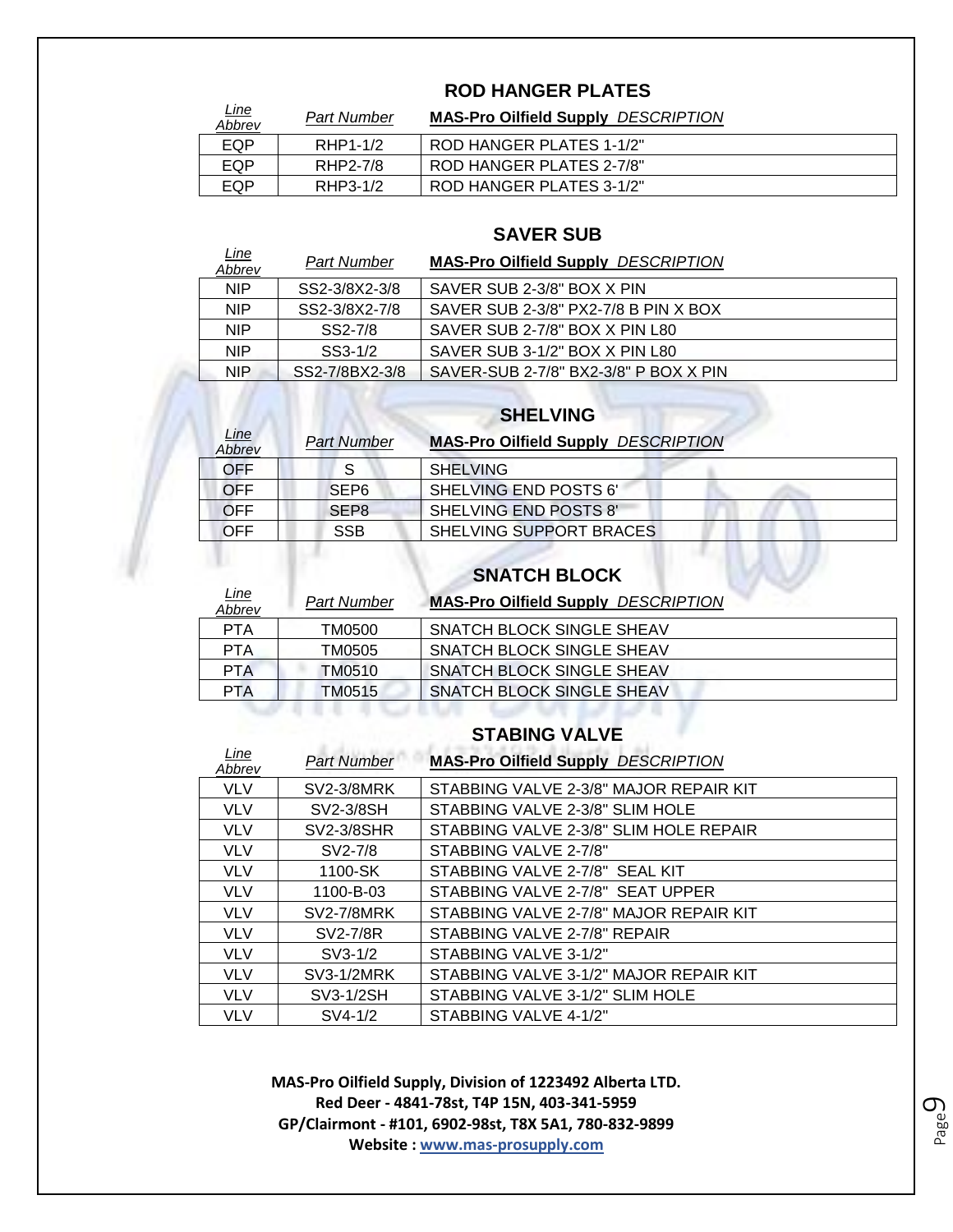## ROD HANGER PLATES

| Line Abbrev | Part Number | MAS-Pro Oilfield Supply DESCRIPTION |
|---|---|---|
| EQP | RHP1-1/2 | ROD HANGER PLATES 1-1/2" |
| EQP | RHP2-7/8 | ROD HANGER PLATES 2-7/8" |
| EQP | RHP3-1/2 | ROD HANGER PLATES 3-1/2" |

## SAVER SUB

| Line Abbrev | Part Number | MAS-Pro Oilfield Supply DESCRIPTION |
|---|---|---|
| NIP | SS2-3/8X2-3/8 | SAVER SUB 2-3/8" BOX X PIN |
| NIP | SS2-3/8X2-7/8 | SAVER SUB 2-3/8" PX2-7/8 B PIN X BOX |
| NIP | SS2-7/8 | SAVER SUB 2-7/8" BOX X PIN L80 |
| NIP | SS3-1/2 | SAVER SUB 3-1/2" BOX X PIN L80 |
| NIP | SS2-7/8BX2-3/8 | SAVER-SUB 2-7/8" BX2-3/8" P BOX X PIN |

## SHELVING

| Line Abbrev | Part Number | MAS-Pro Oilfield Supply DESCRIPTION |
|---|---|---|
| OFF | S | SHELVING |
| OFF | SEP6 | SHELVING END POSTS 6' |
| OFF | SEP8 | SHELVING END POSTS 8' |
| OFF | SSB | SHELVING SUPPORT BRACES |

## SNATCH BLOCK

| Line Abbrev | Part Number | MAS-Pro Oilfield Supply DESCRIPTION |
|---|---|---|
| PTA | TM0500 | SNATCH BLOCK SINGLE SHEAV |
| PTA | TM0505 | SNATCH BLOCK SINGLE SHEAV |
| PTA | TM0510 | SNATCH BLOCK SINGLE SHEAV |
| PTA | TM0515 | SNATCH BLOCK SINGLE SHEAV |

## STABING VALVE

| Line Abbrev | Part Number | MAS-Pro Oilfield Supply DESCRIPTION |
|---|---|---|
| VLV | SV2-3/8MRK | STABBING VALVE 2-3/8" MAJOR REPAIR KIT |
| VLV | SV2-3/8SH | STABBING VALVE 2-3/8" SLIM HOLE |
| VLV | SV2-3/8SHR | STABBING VALVE 2-3/8" SLIM HOLE REPAIR |
| VLV | SV2-7/8 | STABBING VALVE 2-7/8" |
| VLV | 1100-SK | STABBING VALVE 2-7/8" SEAL KIT |
| VLV | 1100-B-03 | STABBING VALVE 2-7/8" SEAT UPPER |
| VLV | SV2-7/8MRK | STABBING VALVE 2-7/8" MAJOR REPAIR KIT |
| VLV | SV2-7/8R | STABBING VALVE 2-7/8" REPAIR |
| VLV | SV3-1/2 | STABBING VALVE 3-1/2" |
| VLV | SV3-1/2MRK | STABBING VALVE 3-1/2" MAJOR REPAIR KIT |
| VLV | SV3-1/2SH | STABBING VALVE 3-1/2" SLIM HOLE |
| VLV | SV4-1/2 | STABBING VALVE 4-1/2" |

**MAS-Pro Oilfield Supply, Division of 1223492 Alberta LTD.**
**Red Deer - 4841-78st, T4P 15N, 403-341-5959**
**GP/Clairmont - #101, 6902-98st, T8X 5A1, 780-832-9899**
**Website : www.mas-prosupply.com**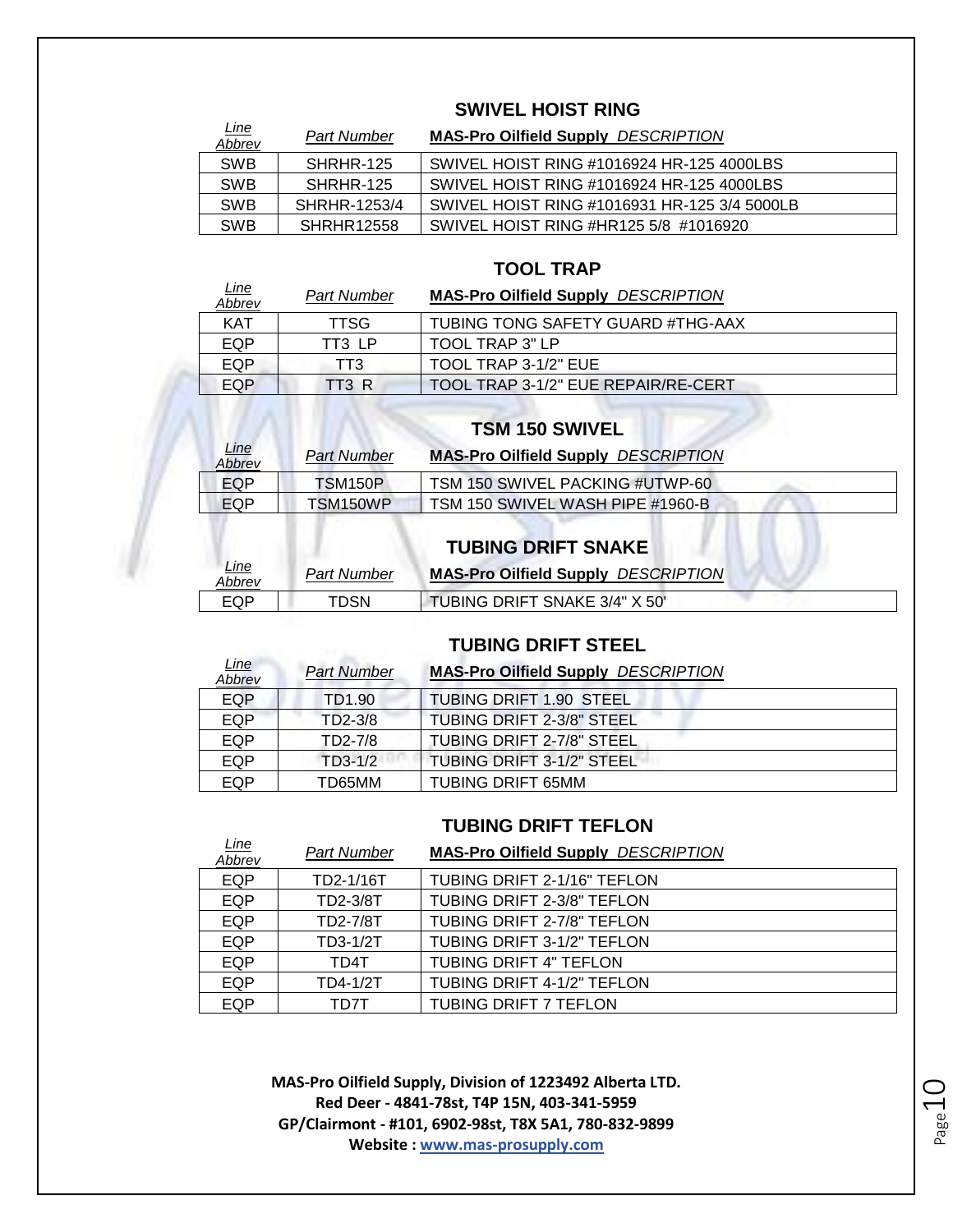## SWIVEL HOIST RING

| *Line Abbrev* | *Part Number* | **MAS-Pro Oilfield Supply** *DESCRIPTION* |
|---|---|---|
| SWB | SHRHR-125 | SWIVEL HOIST RING #1016924 HR-125 4000LBS |
| SWB | SHRHR-125 | SWIVEL HOIST RING #1016924 HR-125 4000LBS |
| SWB | SHRHR-1253/4 | SWIVEL HOIST RING #1016931 HR-125 3/4 5000LB |
| SWB | SHRHR12558 | SWIVEL HOIST RING #HR125 5/8 #1016920 |

## TOOL TRAP

| *Line Abbrev* | *Part Number* | **MAS-Pro Oilfield Supply** *DESCRIPTION* |
|---|---|---|
| KAT | TTSG | TUBING TONG SAFETY GUARD #THG-AAX |
| EQP | TT3 LP | TOOL TRAP 3" LP |
| EQP | TT3 | TOOL TRAP 3-1/2" EUE |
| EQP | TT3 R | TOOL TRAP 3-1/2" EUE REPAIR/RE-CERT |

## TSM 150 SWIVEL

| *Line Abbrev* | *Part Number* | **MAS-Pro Oilfield Supply** *DESCRIPTION* |
|---|---|---|
| EQP | TSM150P | TSM 150 SWIVEL PACKING #UTWP-60 |
| EQP | TSM150WP | TSM 150 SWIVEL WASH PIPE #1960-B |

## TUBING DRIFT SNAKE

| *Line Abbrev* | *Part Number* | **MAS-Pro Oilfield Supply** *DESCRIPTION* |
|---|---|---|
| EQP | TDSN | TUBING DRIFT SNAKE 3/4" X 50' |

## TUBING DRIFT STEEL

| *Line Abbrev* | *Part Number* | **MAS-Pro Oilfield Supply** *DESCRIPTION* |
|---|---|---|
| EQP | TD1.90 | TUBING DRIFT 1.90 STEEL |
| EQP | TD2-3/8 | TUBING DRIFT 2-3/8" STEEL |
| EQP | TD2-7/8 | TUBING DRIFT 2-7/8" STEEL |
| EQP | TD3-1/2 | TUBING DRIFT 3-1/2" STEEL |
| EQP | TD65MM | TUBING DRIFT 65MM |

## TUBING DRIFT TEFLON

| *Line Abbrev* | *Part Number* | **MAS-Pro Oilfield Supply** *DESCRIPTION* |
|---|---|---|
| EQP | TD2-1/16T | TUBING DRIFT 2-1/16" TEFLON |
| EQP | TD2-3/8T | TUBING DRIFT 2-3/8" TEFLON |
| EQP | TD2-7/8T | TUBING DRIFT 2-7/8" TEFLON |
| EQP | TD3-1/2T | TUBING DRIFT 3-1/2" TEFLON |
| EQP | TD4T | TUBING DRIFT 4" TEFLON |
| EQP | TD4-1/2T | TUBING DRIFT 4-1/2" TEFLON |
| EQP | TD7T | TUBING DRIFT 7 TEFLON |

**MAS-Pro Oilfield Supply, Division of 1223492 Alberta LTD.**
**Red Deer - 4841-78st, T4P 15N, 403-341-5959**
**GP/Clairmont - #101, 6902-98st, T8X 5A1, 780-832-9899**
**Website : www.mas-prosupply.com**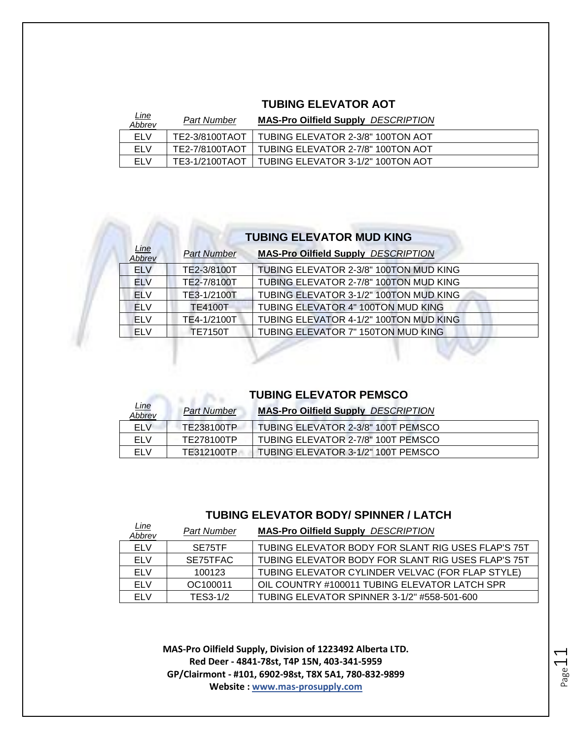## TUBING ELEVATOR AOT

| *Line Abbrev* | *Part Number* | **MAS-Pro Oilfield Supply** *DESCRIPTION* |
|---|---|---|
| ELV | TE2-3/8100TAOT | TUBING ELEVATOR 2-3/8" 100TON AOT |
| ELV | TE2-7/8100TAOT | TUBING ELEVATOR 2-7/8" 100TON AOT |
| ELV | TE3-1/2100TAOT | TUBING ELEVATOR 3-1/2" 100TON AOT |

## TUBING ELEVATOR MUD KING

| *Line Abbrev* | *Part Number* | **MAS-Pro Oilfield Supply** *DESCRIPTION* |
|---|---|---|
| ELV | TE2-3/8100T | TUBING ELEVATOR 2-3/8" 100TON MUD KING |
| ELV | TE2-7/8100T | TUBING ELEVATOR 2-7/8" 100TON MUD KING |
| ELV | TE3-1/2100T | TUBING ELEVATOR 3-1/2" 100TON MUD KING |
| ELV | TE4100T | TUBING ELEVATOR 4" 100TON MUD KING |
| ELV | TE4-1/2100T | TUBING ELEVATOR 4-1/2" 100TON MUD KING |
| ELV | TE7150T | TUBING ELEVATOR 7" 150TON MUD KING |

## TUBING ELEVATOR PEMSCO

| *Line Abbrev* | *Part Number* | **MAS-Pro Oilfield Supply** *DESCRIPTION* |
|---|---|---|
| ELV | TE238100TP | TUBING ELEVATOR 2-3/8" 100T PEMSCO |
| ELV | TE278100TP | TUBING ELEVATOR 2-7/8" 100T PEMSCO |
| ELV | TE312100TP | TUBING ELEVATOR 3-1/2" 100T PEMSCO |

## TUBING ELEVATOR BODY/ SPINNER / LATCH

| *Line Abbrev* | *Part Number* | **MAS-Pro Oilfield Supply** *DESCRIPTION* |
|---|---|---|
| ELV | SE75TF | TUBING ELEVATOR BODY FOR SLANT RIG USES FLAP'S 75T |
| ELV | SE75TFAC | TUBING ELEVATOR BODY FOR SLANT RIG USES FLAP'S 75T |
| ELV | 100123 | TUBING ELEVATOR CYLINDER VELVAC (FOR FLAP STYLE) |
| ELV | OC100011 | OIL COUNTRY #100011 TUBING ELEVATOR LATCH SPR |
| ELV | TES3-1/2 | TUBING ELEVATOR SPINNER 3-1/2" #558-501-600 |

**MAS-Pro Oilfield Supply, Division of 1223492 Alberta LTD.**
**Red Deer - 4841-78st, T4P 15N, 403-341-5959**
**GP/Clairmont - #101, 6902-98st, T8X 5A1, 780-832-9899**
**Website : www.mas-prosupply.com**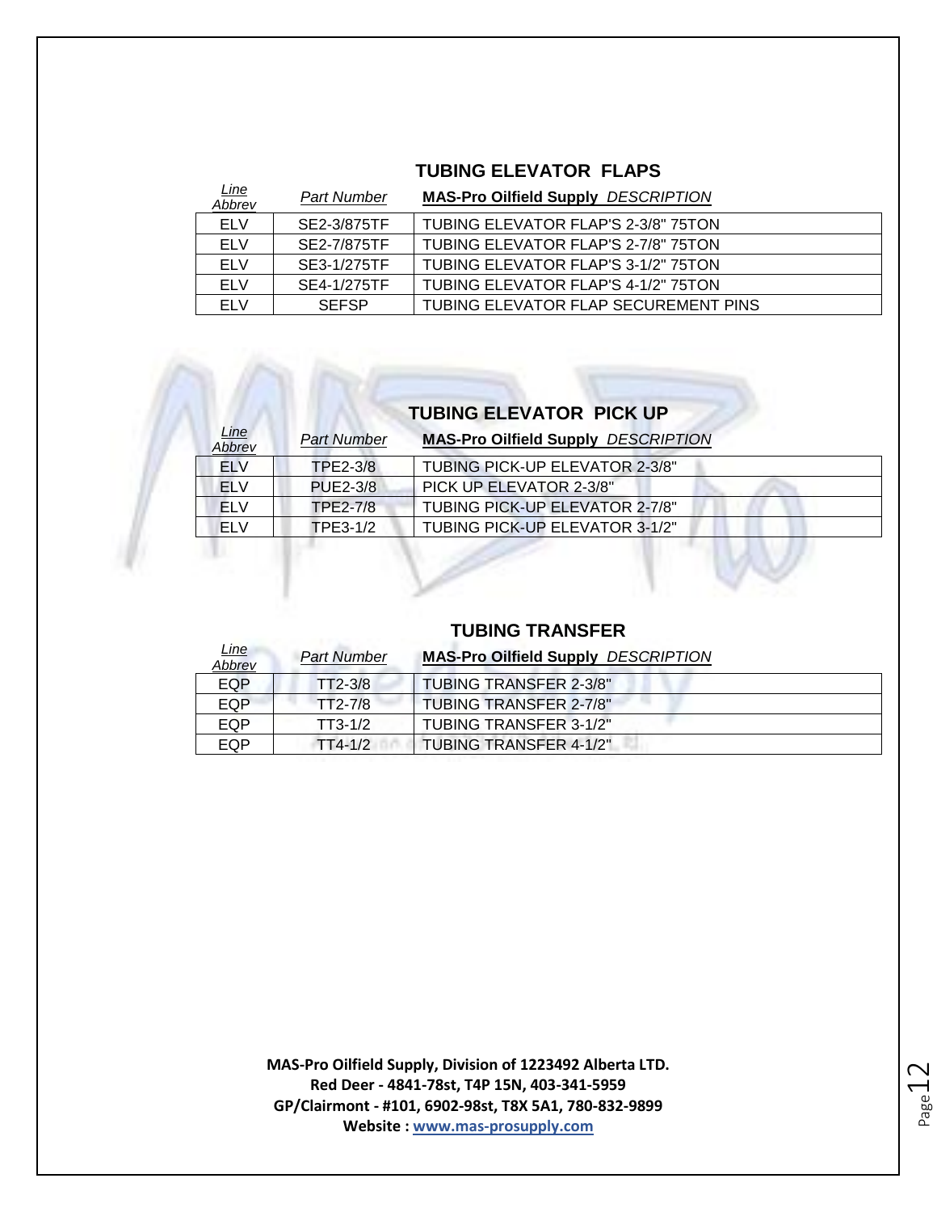## TUBING ELEVATOR FLAPS

| *Line Abbrev* | *Part Number* | **MAS-Pro Oilfield Supply** *DESCRIPTION* |
|---|---|---|
| ELV | SE2-3/875TF | TUBING ELEVATOR FLAP'S 2-3/8" 75TON |
| ELV | SE2-7/875TF | TUBING ELEVATOR FLAP'S 2-7/8" 75TON |
| ELV | SE3-1/275TF | TUBING ELEVATOR FLAP'S 3-1/2" 75TON |
| ELV | SE4-1/275TF | TUBING ELEVATOR FLAP'S 4-1/2" 75TON |
| ELV | SEFSP | TUBING ELEVATOR FLAP SECUREMENT PINS |

## TUBING ELEVATOR PICK UP

| *Line Abbrev* | *Part Number* | **MAS-Pro Oilfield Supply** *DESCRIPTION* |
|---|---|---|
| ELV | TPE2-3/8 | TUBING PICK-UP ELEVATOR 2-3/8" |
| ELV | PUE2-3/8 | PICK UP ELEVATOR 2-3/8" |
| ELV | TPE2-7/8 | TUBING PICK-UP ELEVATOR 2-7/8" |
| ELV | TPE3-1/2 | TUBING PICK-UP ELEVATOR 3-1/2" |

## TUBING TRANSFER

| *Line Abbrev* | *Part Number* | **MAS-Pro Oilfield Supply** *DESCRIPTION* |
|---|---|---|
| EQP | TT2-3/8 | TUBING TRANSFER 2-3/8" |
| EQP | TT2-7/8 | TUBING TRANSFER 2-7/8" |
| EQP | TT3-1/2 | TUBING TRANSFER 3-1/2" |
| EQP | TT4-1/2 | TUBING TRANSFER 4-1/2" |

**MAS-Pro Oilfield Supply, Division of 1223492 Alberta LTD.**
**Red Deer - 4841-78st, T4P 15N, 403-341-5959**
**GP/Clairmont - #101, 6902-98st, T8X 5A1, 780-832-9899**
**Website : www.mas-prosupply.com**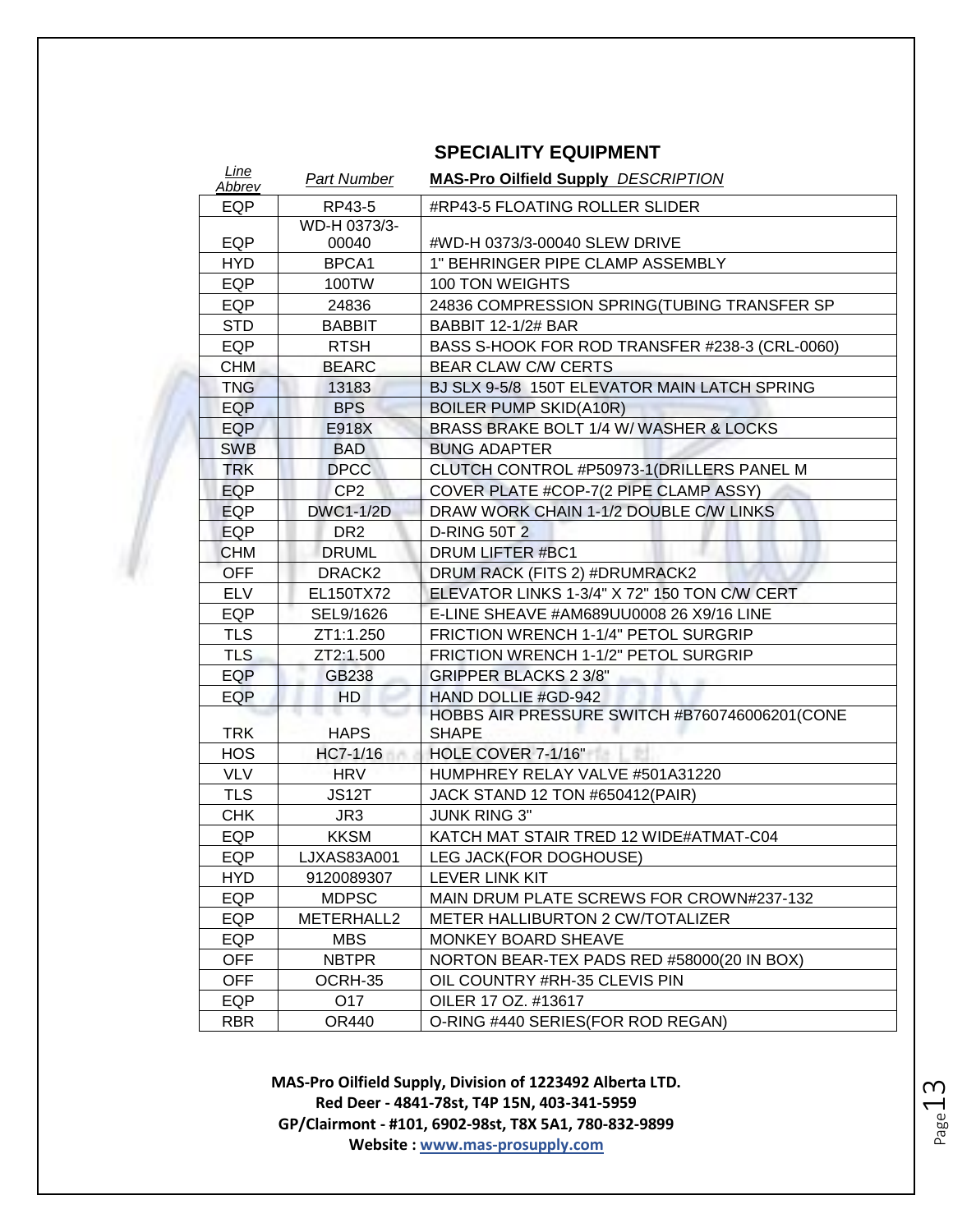## SPECIALITY EQUIPMENT

| *Line Abbrev* | *Part Number* | **MAS-Pro Oilfield Supply** *DESCRIPTION* |
|---|---|---|
| EQP | RP43-5 | #RP43-5 FLOATING ROLLER SLIDER |
| EQP | WD-H 0373/3-00040 | #WD-H 0373/3-00040 SLEW DRIVE |
| HYD | BPCA1 | 1" BEHRINGER PIPE CLAMP ASSEMBLY |
| EQP | 100TW | 100 TON WEIGHTS |
| EQP | 24836 | 24836 COMPRESSION SPRING(TUBING TRANSFER SP |
| STD | BABBIT | BABBIT 12-1/2# BAR |
| EQP | RTSH | BASS S-HOOK FOR ROD TRANSFER #238-3 (CRL-0060) |
| CHM | BEARC | BEAR CLAW C/W CERTS |
| TNG | 13183 | BJ SLX 9-5/8 150T ELEVATOR MAIN LATCH SPRING |
| EQP | BPS | BOILER PUMP SKID(A10R) |
| EQP | E918X | BRASS BRAKE BOLT 1/4 W/ WASHER & LOCKS |
| SWB | BAD | BUNG ADAPTER |
| TRK | DPCC | CLUTCH CONTROL #P50973-1(DRILLERS PANEL M |
| EQP | CP2 | COVER PLATE #COP-7(2 PIPE CLAMP ASSY) |
| EQP | DWC1-1/2D | DRAW WORK CHAIN 1-1/2 DOUBLE C/W LINKS |
| EQP | DR2 | D-RING 50T 2 |
| CHM | DRUML | DRUM LIFTER #BC1 |
| OFF | DRACK2 | DRUM RACK (FITS 2) #DRUMRACK2 |
| ELV | EL150TX72 | ELEVATOR LINKS 1-3/4" X 72" 150 TON C/W CERT |
| EQP | SEL9/1626 | E-LINE SHEAVE #AM689UU0008 26 X9/16 LINE |
| TLS | ZT1:1.250 | FRICTION WRENCH 1-1/4" PETOL SURGRIP |
| TLS | ZT2:1.500 | FRICTION WRENCH 1-1/2" PETOL SURGRIP |
| EQP | GB238 | GRIPPER BLACKS 2 3/8" |
| EQP | HD | HAND DOLLIE #GD-942 |
| TRK | HAPS | HOBBS AIR PRESSURE SWITCH #B760746006201(CONE SHAPE |
| HOS | HC7-1/16 | HOLE COVER 7-1/16" |
| VLV | HRV | HUMPHREY RELAY VALVE #501A31220 |
| TLS | JS12T | JACK STAND 12 TON #650412(PAIR) |
| CHK | JR3 | JUNK RING 3" |
| EQP | KKSM | KATCH MAT STAIR TRED 12 WIDE#ATMAT-C04 |
| EQP | LJXAS83A001 | LEG JACK(FOR DOGHOUSE) |
| HYD | 9120089307 | LEVER LINK KIT |
| EQP | MDPSC | MAIN DRUM PLATE SCREWS FOR CROWN#237-132 |
| EQP | METERHALL2 | METER HALLIBURTON 2 CW/TOTALIZER |
| EQP | MBS | MONKEY BOARD SHEAVE |
| OFF | NBTPR | NORTON BEAR-TEX PADS RED #58000(20 IN BOX) |
| OFF | OCRH-35 | OIL COUNTRY #RH-35 CLEVIS PIN |
| EQP | O17 | OILER 17 OZ. #13617 |
| RBR | OR440 | O-RING #440 SERIES(FOR ROD REGAN) |

**MAS-Pro Oilfield Supply, Division of 1223492 Alberta LTD.**
**Red Deer - 4841-78st, T4P 15N, 403-341-5959**
**GP/Clairmont - #101, 6902-98st, T8X 5A1, 780-832-9899**
**Website : www.mas-prosupply.com**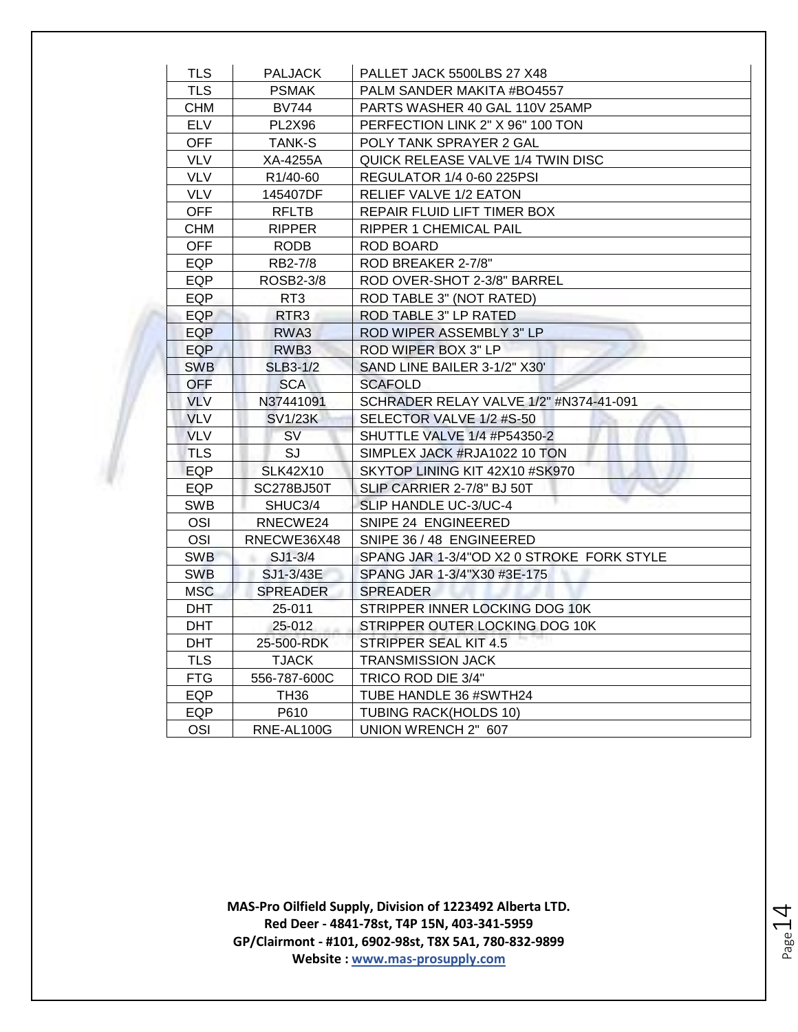| TLS | PALJACK | PALLET JACK 5500LBS 27 X48 |
|---|---|---|
| TLS | PSMAK | PALM SANDER MAKITA #BO4557 |
| CHM | BV744 | PARTS WASHER 40 GAL 110V 25AMP |
| ELV | PL2X96 | PERFECTION LINK 2" X 96" 100 TON |
| OFF | TANK-S | POLY TANK SPRAYER 2 GAL |
| VLV | XA-4255A | QUICK RELEASE VALVE 1/4 TWIN DISC |
| VLV | R1/40-60 | REGULATOR 1/4 0-60 225PSI |
| VLV | 145407DF | RELIEF VALVE 1/2 EATON |
| OFF | RFLTB | REPAIR FLUID LIFT TIMER BOX |
| CHM | RIPPER | RIPPER 1 CHEMICAL PAIL |
| OFF | RODB | ROD BOARD |
| EQP | RB2-7/8 | ROD BREAKER 2-7/8" |
| EQP | ROSB2-3/8 | ROD OVER-SHOT 2-3/8" BARREL |
| EQP | RT3 | ROD TABLE 3" (NOT RATED) |
| EQP | RTR3 | ROD TABLE 3" LP RATED |
| EQP | RWA3 | ROD WIPER ASSEMBLY 3" LP |
| EQP | RWB3 | ROD WIPER BOX 3" LP |
| SWB | SLB3-1/2 | SAND LINE BAILER 3-1/2" X30' |
| OFF | SCA | SCAFOLD |
| VLV | N37441091 | SCHRADER RELAY VALVE 1/2" #N374-41-091 |
| VLV | SV1/23K | SELECTOR VALVE 1/2 #S-50 |
| VLV | SV | SHUTTLE VALVE 1/4 #P54350-2 |
| TLS | SJ | SIMPLEX JACK #RJA1022 10 TON |
| EQP | SLK42X10 | SKYTOP LINING KIT 42X10 #SK970 |
| EQP | SC278BJ50T | SLIP CARRIER 2-7/8" BJ 50T |
| SWB | SHUC3/4 | SLIP HANDLE UC-3/UC-4 |
| OSI | RNECWE24 | SNIPE 24 ENGINEERED |
| OSI | RNECWE36X48 | SNIPE 36 / 48 ENGINEERED |
| SWB | SJ1-3/4 | SPANG JAR 1-3/4"OD X2 0 STROKE FORK STYLE |
| SWB | SJ1-3/43E | SPANG JAR 1-3/4"X30 #3E-175 |
| MSC | SPREADER | SPREADER |
| DHT | 25-011 | STRIPPER INNER LOCKING DOG 10K |
| DHT | 25-012 | STRIPPER OUTER LOCKING DOG 10K |
| DHT | 25-500-RDK | STRIPPER SEAL KIT 4.5 |
| TLS | TJACK | TRANSMISSION JACK |
| FTG | 556-787-600C | TRICO ROD DIE 3/4" |
| EQP | TH36 | TUBE HANDLE 36 #SWTH24 |
| EQP | P610 | TUBING RACK(HOLDS 10) |
| OSI | RNE-AL100G | UNION WRENCH 2" 607 |

**MAS-Pro Oilfield Supply, Division of 1223492 Alberta LTD.**
**Red Deer - 4841-78st, T4P 15N, 403-341-5959**
**GP/Clairmont - #101, 6902-98st, T8X 5A1, 780-832-9899**
**Website : www.mas-prosupply.com**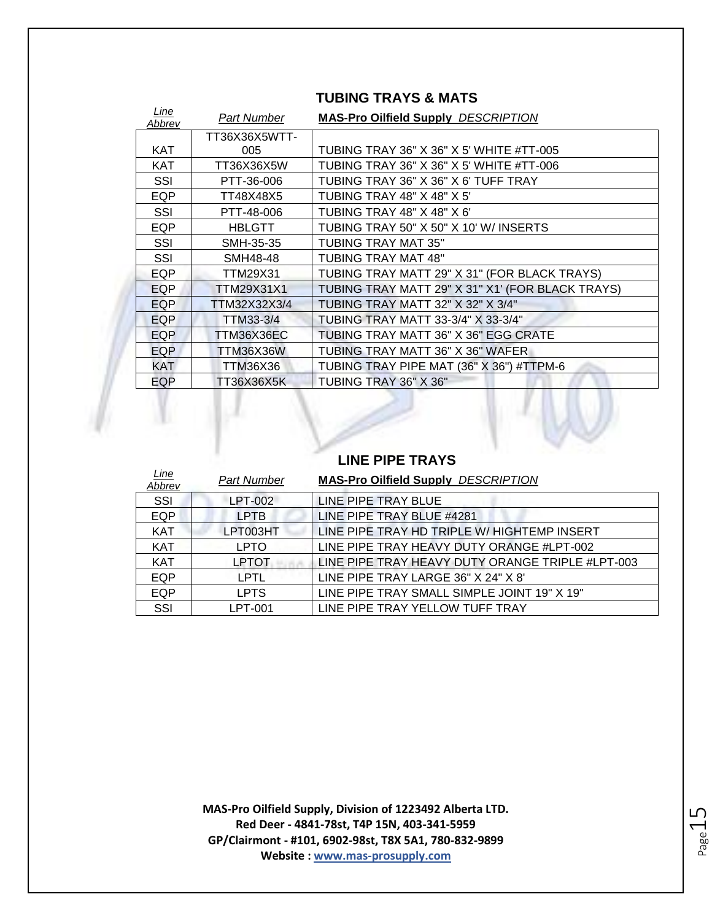## TUBING TRAYS & MATS

| *Line Abbrev* | *Part Number* | **MAS-Pro Oilfield Supply** *DESCRIPTION* |
|---|---|---|
| KAT | TT36X36X5WTT-005 | TUBING TRAY 36" X 36" X 5' WHITE #TT-005 |
| KAT | TT36X36X5W | TUBING TRAY 36" X 36" X 5' WHITE #TT-006 |
| SSI | PTT-36-006 | TUBING TRAY 36" X 36" X 6' TUFF TRAY |
| EQP | TT48X48X5 | TUBING TRAY 48" X 48" X 5' |
| SSI | PTT-48-006 | TUBING TRAY 48" X 48" X 6' |
| EQP | HBLGTT | TUBING TRAY 50" X 50" X 10' W/ INSERTS |
| SSI | SMH-35-35 | TUBING TRAY MAT 35" |
| SSI | SMH48-48 | TUBING TRAY MAT 48" |
| EQP | TTM29X31 | TUBING TRAY MATT 29" X 31" (FOR BLACK TRAYS) |
| EQP | TTM29X31X1 | TUBING TRAY MATT 29" X 31" X1' (FOR BLACK TRAYS) |
| EQP | TTM32X32X3/4 | TUBING TRAY MATT 32" X 32" X 3/4" |
| EQP | TTM33-3/4 | TUBING TRAY MATT 33-3/4" X 33-3/4" |
| EQP | TTM36X36EC | TUBING TRAY MATT 36" X 36" EGG CRATE |
| EQP | TTM36X36W | TUBING TRAY MATT 36" X 36" WAFER |
| KAT | TTM36X36 | TUBING TRAY PIPE MAT (36" X 36") #TTPM-6 |
| EQP | TT36X36X5K | TUBING TRAY 36" X 36" |

## LINE PIPE TRAYS

| *Line Abbrev* | *Part Number* | **MAS-Pro Oilfield Supply** *DESCRIPTION* |
|---|---|---|
| SSI | LPT-002 | LINE PIPE TRAY BLUE |
| EQP | LPTB | LINE PIPE TRAY BLUE #4281 |
| KAT | LPT003HT | LINE PIPE TRAY HD TRIPLE W/ HIGHTEMP INSERT |
| KAT | LPTO | LINE PIPE TRAY HEAVY DUTY ORANGE #LPT-002 |
| KAT | LPTOT | LINE PIPE TRAY HEAVY DUTY ORANGE TRIPLE #LPT-003 |
| EQP | LPTL | LINE PIPE TRAY LARGE 36" X 24" X 8' |
| EQP | LPTS | LINE PIPE TRAY SMALL SIMPLE JOINT 19" X 19" |
| SSI | LPT-001 | LINE PIPE TRAY YELLOW TUFF TRAY |

**MAS-Pro Oilfield Supply, Division of 1223492 Alberta LTD.**
**Red Deer - 4841-78st, T4P 15N, 403-341-5959**
**GP/Clairmont - #101, 6902-98st, T8X 5A1, 780-832-9899**
**Website : www.mas-prosupply.com**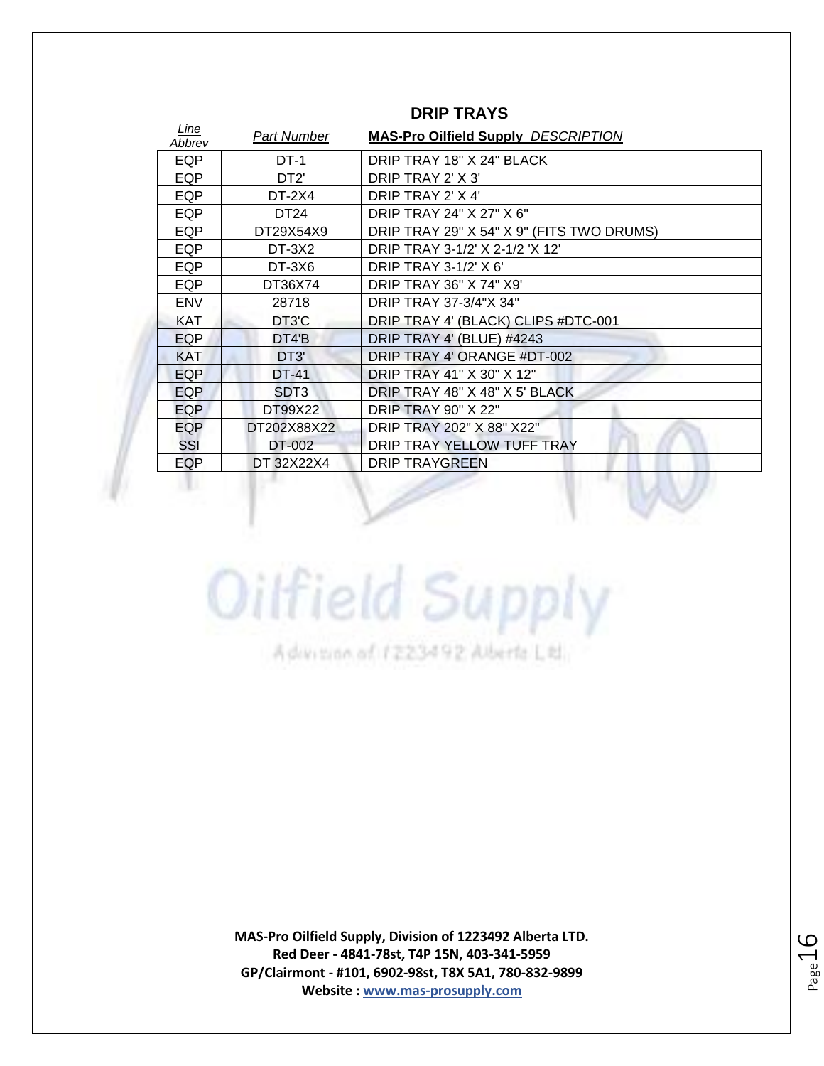## DRIP TRAYS

| *Line Abbrev* | *Part Number* | **MAS-Pro Oilfield Supply** *DESCRIPTION* |
|---|---|---|
| EQP | DT-1 | DRIP TRAY 18" X 24" BLACK |
| EQP | DT2' | DRIP TRAY 2' X 3' |
| EQP | DT-2X4 | DRIP TRAY 2' X 4' |
| EQP | DT24 | DRIP TRAY 24" X 27" X 6" |
| EQP | DT29X54X9 | DRIP TRAY 29" X 54" X 9" (FITS TWO DRUMS) |
| EQP | DT-3X2 | DRIP TRAY 3-1/2' X 2-1/2 'X 12' |
| EQP | DT-3X6 | DRIP TRAY 3-1/2' X 6' |
| EQP | DT36X74 | DRIP TRAY 36" X 74" X9' |
| ENV | 28718 | DRIP TRAY 37-3/4"X 34" |
| KAT | DT3'C | DRIP TRAY 4' (BLACK) CLIPS #DTC-001 |
| EQP | DT4'B | DRIP TRAY 4' (BLUE) #4243 |
| KAT | DT3' | DRIP TRAY 4' ORANGE #DT-002 |
| EQP | DT-41 | DRIP TRAY 41" X 30" X 12" |
| EQP | SDT3 | DRIP TRAY 48" X 48" X 5' BLACK |
| EQP | DT99X22 | DRIP TRAY 90" X 22" |
| EQP | DT202X88X22 | DRIP TRAY 202" X 88" X22" |
| SSI | DT-002 | DRIP TRAY YELLOW TUFF TRAY |
| EQP | DT 32X22X4 | DRIP TRAYGREEN |

**MAS-Pro Oilfield Supply, Division of 1223492 Alberta LTD.**
**Red Deer - 4841-78st, T4P 15N, 403-341-5959**
**GP/Clairmont - #101, 6902-98st, T8X 5A1, 780-832-9899**
**Website : www.mas-prosupply.com**